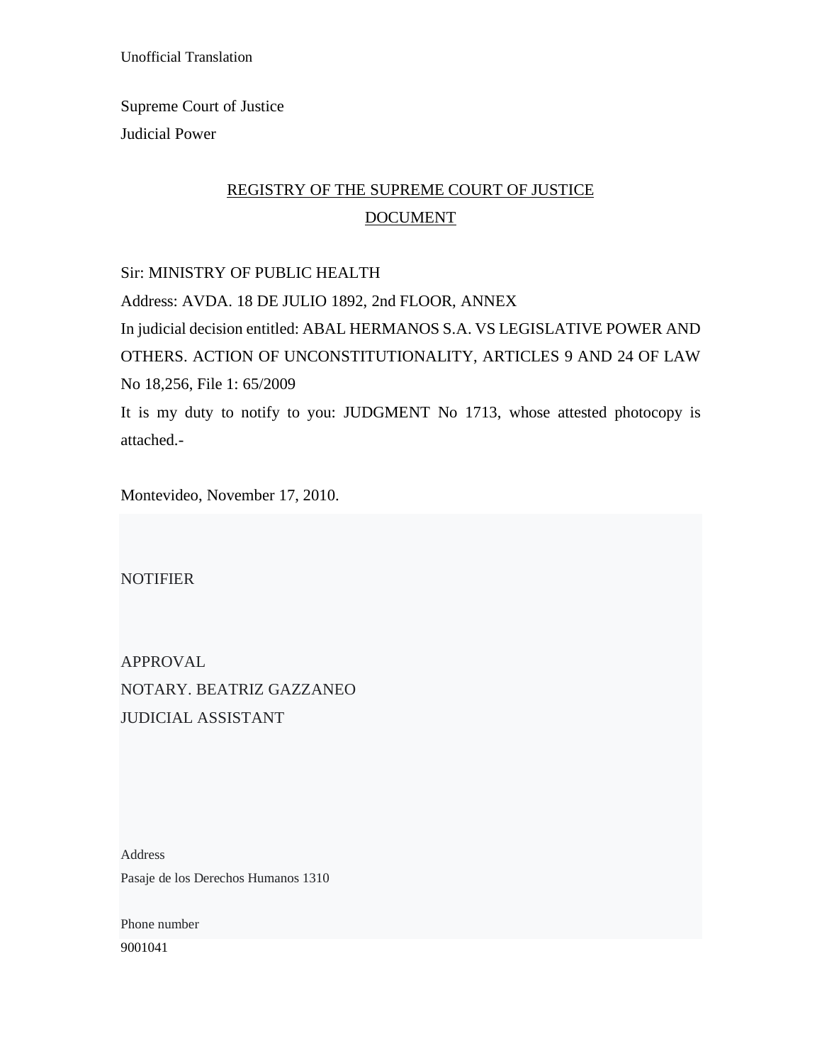Unofficial Translation

Supreme Court of Justice

Judicial Power

## REGISTRY OF THE SUPREME COURT OF JUSTICE
## DOCUMENT

Sir: MINISTRY OF PUBLIC HEALTH

Address: AVDA. 18 DE JULIO 1892, 2nd FLOOR, ANNEX

In judicial decision entitled: ABAL HERMANOS S.A. VS LEGISLATIVE POWER AND OTHERS. ACTION OF UNCONSTITUTIONALITY, ARTICLES 9 AND 24 OF LAW No 18,256, File 1: 65/2009

It is my duty to notify to you: JUDGMENT No 1713, whose attested photocopy is attached.-

Montevideo, November 17, 2010.

NOTIFIER

APPROVAL

NOTARY. BEATRIZ GAZZANEO

JUDICIAL ASSISTANT

Address

Pasaje de los Derechos Humanos 1310

Phone number

9001041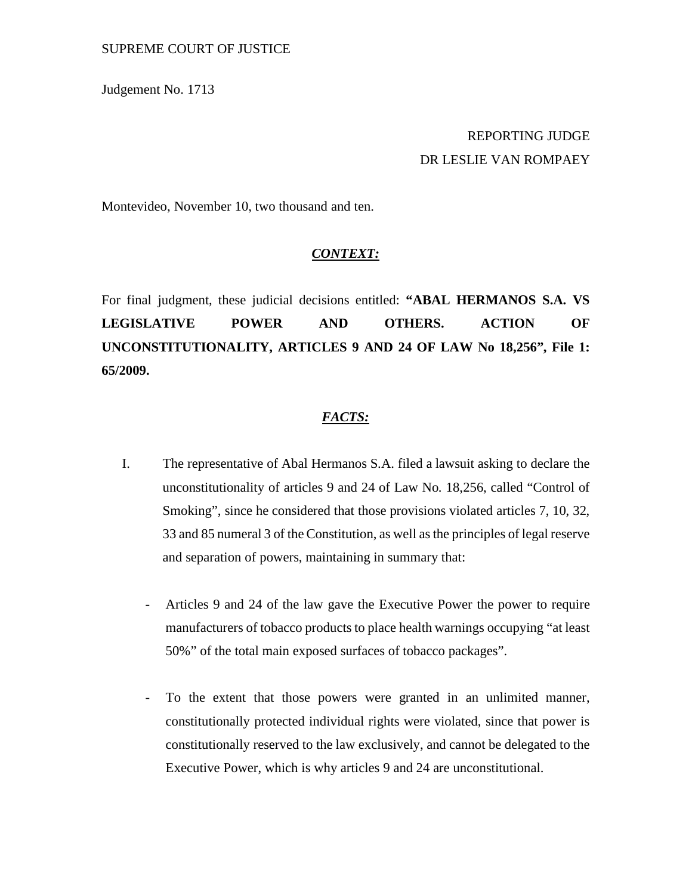SUPREME COURT OF JUSTICE

Judgement No. 1713

REPORTING JUDGE
DR LESLIE VAN ROMPAEY

Montevideo, November 10, two thousand and ten.

## *CONTEXT:*

For final judgment, these judicial decisions entitled: **"ABAL HERMANOS S.A. VS LEGISLATIVE POWER AND OTHERS. ACTION OF UNCONSTITUTIONALITY, ARTICLES 9 AND 24 OF LAW No 18,256", File 1: 65/2009.**

## *FACTS:*

I. The representative of Abal Hermanos S.A. filed a lawsuit asking to declare the unconstitutionality of articles 9 and 24 of Law No. 18,256, called "Control of Smoking", since he considered that those provisions violated articles 7, 10, 32, 33 and 85 numeral 3 of the Constitution, as well as the principles of legal reserve and separation of powers, maintaining in summary that:

- Articles 9 and 24 of the law gave the Executive Power the power to require manufacturers of tobacco products to place health warnings occupying "at least 50%" of the total main exposed surfaces of tobacco packages".

- To the extent that those powers were granted in an unlimited manner, constitutionally protected individual rights were violated, since that power is constitutionally reserved to the law exclusively, and cannot be delegated to the Executive Power, which is why articles 9 and 24 are unconstitutional.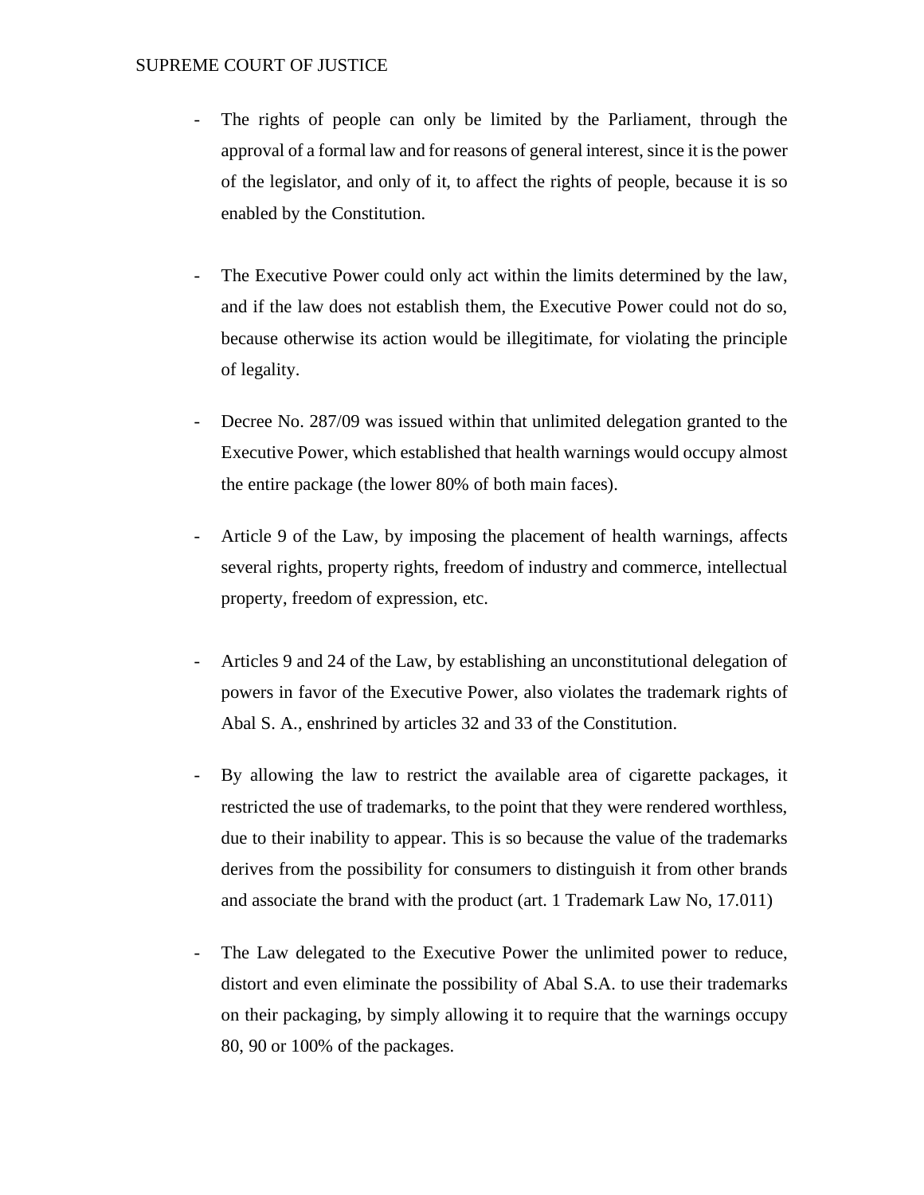- The rights of people can only be limited by the Parliament, through the approval of a formal law and for reasons of general interest, since it is the power of the legislator, and only of it, to affect the rights of people, because it is so enabled by the Constitution.

- The Executive Power could only act within the limits determined by the law, and if the law does not establish them, the Executive Power could not do so, because otherwise its action would be illegitimate, for violating the principle of legality.

- Decree No. 287/09 was issued within that unlimited delegation granted to the Executive Power, which established that health warnings would occupy almost the entire package (the lower 80% of both main faces).

- Article 9 of the Law, by imposing the placement of health warnings, affects several rights, property rights, freedom of industry and commerce, intellectual property, freedom of expression, etc.

- Articles 9 and 24 of the Law, by establishing an unconstitutional delegation of powers in favor of the Executive Power, also violates the trademark rights of Abal S. A., enshrined by articles 32 and 33 of the Constitution.

- By allowing the law to restrict the available area of cigarette packages, it restricted the use of trademarks, to the point that they were rendered worthless, due to their inability to appear. This is so because the value of the trademarks derives from the possibility for consumers to distinguish it from other brands and associate the brand with the product (art. 1 Trademark Law No, 17.011)

- The Law delegated to the Executive Power the unlimited power to reduce, distort and even eliminate the possibility of Abal S.A. to use their trademarks on their packaging, by simply allowing it to require that the warnings occupy 80, 90 or 100% of the packages.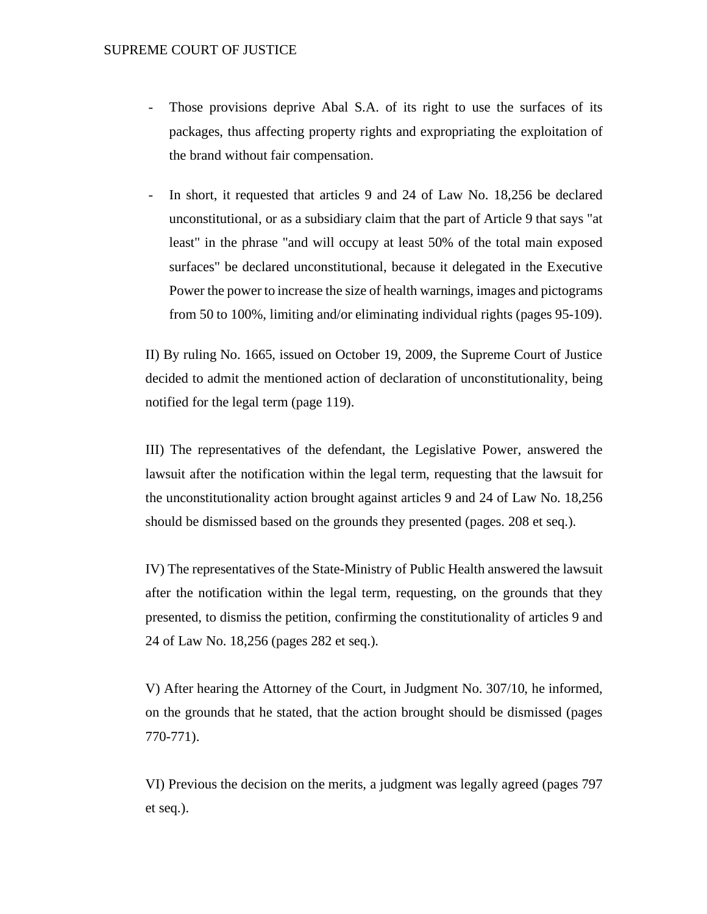- Those provisions deprive Abal S.A. of its right to use the surfaces of its packages, thus affecting property rights and expropriating the exploitation of the brand without fair compensation.

- In short, it requested that articles 9 and 24 of Law No. 18,256 be declared unconstitutional, or as a subsidiary claim that the part of Article 9 that says "at least" in the phrase "and will occupy at least 50% of the total main exposed surfaces" be declared unconstitutional, because it delegated in the Executive Power the power to increase the size of health warnings, images and pictograms from 50 to 100%, limiting and/or eliminating individual rights (pages 95-109).

II) By ruling No. 1665, issued on October 19, 2009, the Supreme Court of Justice decided to admit the mentioned action of declaration of unconstitutionality, being notified for the legal term (page 119).

III) The representatives of the defendant, the Legislative Power, answered the lawsuit after the notification within the legal term, requesting that the lawsuit for the unconstitutionality action brought against articles 9 and 24 of Law No. 18,256 should be dismissed based on the grounds they presented (pages. 208 et seq.).

IV) The representatives of the State-Ministry of Public Health answered the lawsuit after the notification within the legal term, requesting, on the grounds that they presented, to dismiss the petition, confirming the constitutionality of articles 9 and 24 of Law No. 18,256 (pages 282 et seq.).

V) After hearing the Attorney of the Court, in Judgment No. 307/10, he informed, on the grounds that he stated, that the action brought should be dismissed (pages 770-771).

VI) Previous the decision on the merits, a judgment was legally agreed (pages 797 et seq.).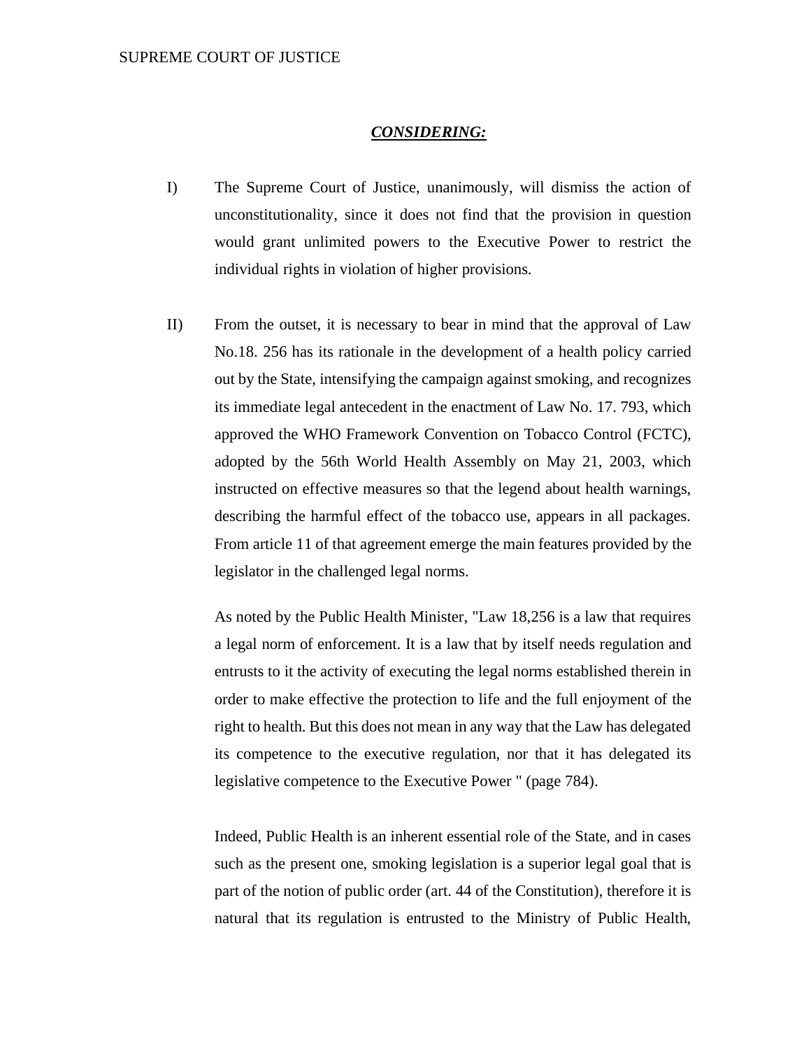***CONSIDERING:***

I) The Supreme Court of Justice, unanimously, will dismiss the action of unconstitutionality, since it does not find that the provision in question would grant unlimited powers to the Executive Power to restrict the individual rights in violation of higher provisions.

II) From the outset, it is necessary to bear in mind that the approval of Law No.18. 256 has its rationale in the development of a health policy carried out by the State, intensifying the campaign against smoking, and recognizes its immediate legal antecedent in the enactment of Law No. 17. 793, which approved the WHO Framework Convention on Tobacco Control (FCTC), adopted by the 56th World Health Assembly on May 21, 2003, which instructed on effective measures so that the legend about health warnings, describing the harmful effect of the tobacco use, appears in all packages. From article 11 of that agreement emerge the main features provided by the legislator in the challenged legal norms.

As noted by the Public Health Minister, "Law 18,256 is a law that requires a legal norm of enforcement. It is a law that by itself needs regulation and entrusts to it the activity of executing the legal norms established therein in order to make effective the protection to life and the full enjoyment of the right to health. But this does not mean in any way that the Law has delegated its competence to the executive regulation, nor that it has delegated its legislative competence to the Executive Power " (page 784).

Indeed, Public Health is an inherent essential role of the State, and in cases such as the present one, smoking legislation is a superior legal goal that is part of the notion of public order (art. 44 of the Constitution), therefore it is natural that its regulation is entrusted to the Ministry of Public Health,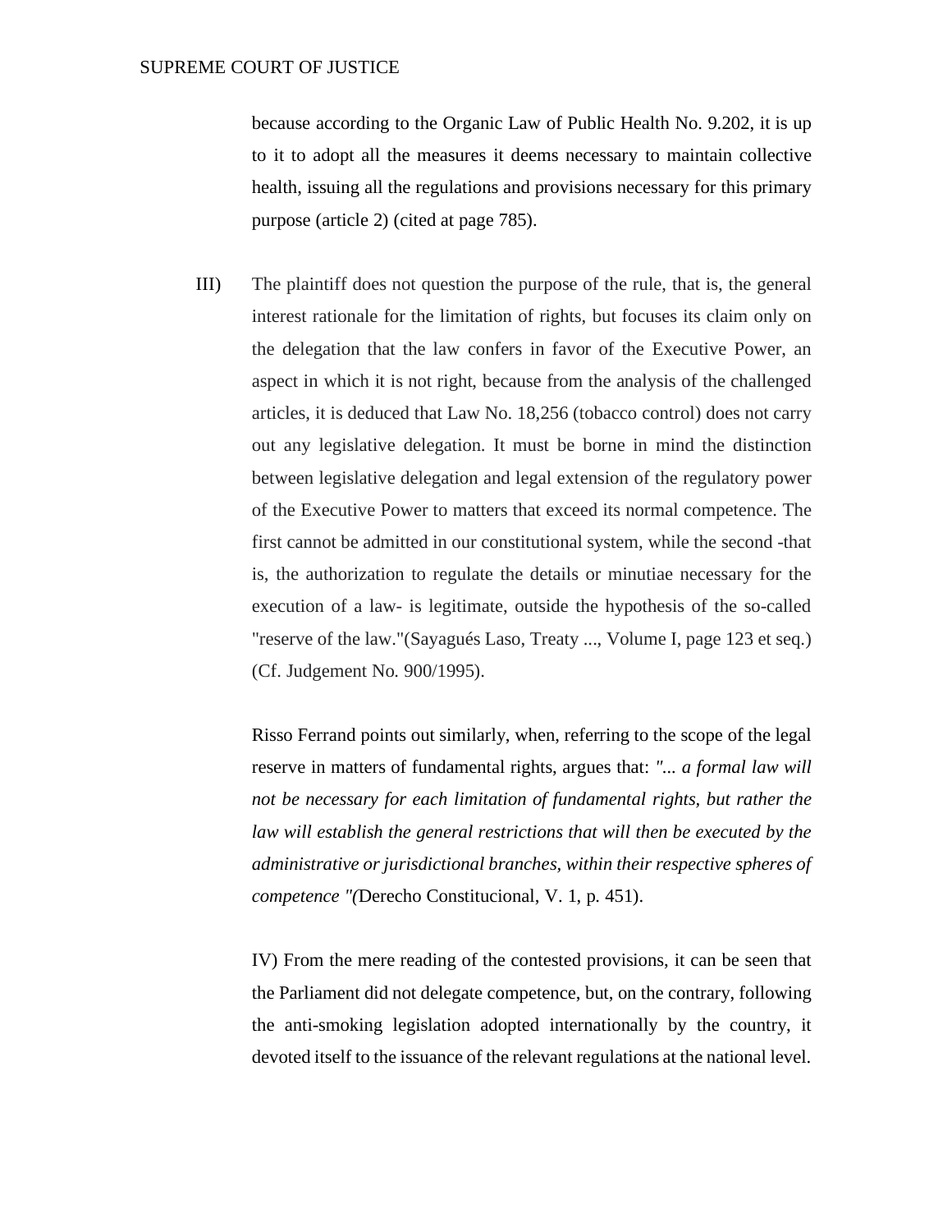because according to the Organic Law of Public Health No. 9.202, it is up to it to adopt all the measures it deems necessary to maintain collective health, issuing all the regulations and provisions necessary for this primary purpose (article 2) (cited at page 785).

III) The plaintiff does not question the purpose of the rule, that is, the general interest rationale for the limitation of rights, but focuses its claim only on the delegation that the law confers in favor of the Executive Power, an aspect in which it is not right, because from the analysis of the challenged articles, it is deduced that Law No. 18,256 (tobacco control) does not carry out any legislative delegation. It must be borne in mind the distinction between legislative delegation and legal extension of the regulatory power of the Executive Power to matters that exceed its normal competence. The first cannot be admitted in our constitutional system, while the second -that is, the authorization to regulate the details or minutiae necessary for the execution of a law- is legitimate, outside the hypothesis of the so-called "reserve of the law."(Sayagués Laso, Treaty ..., Volume I, page 123 et seq.) (Cf. Judgement No. 900/1995).

Risso Ferrand points out similarly, when, referring to the scope of the legal reserve in matters of fundamental rights, argues that: *"... a formal law will not be necessary for each limitation of fundamental rights, but rather the law will establish the general restrictions that will then be executed by the administrative or jurisdictional branches, within their respective spheres of competence "(*Derecho Constitucional, V. 1, p. 451).

IV) From the mere reading of the contested provisions, it can be seen that the Parliament did not delegate competence, but, on the contrary, following the anti-smoking legislation adopted internationally by the country, it devoted itself to the issuance of the relevant regulations at the national level.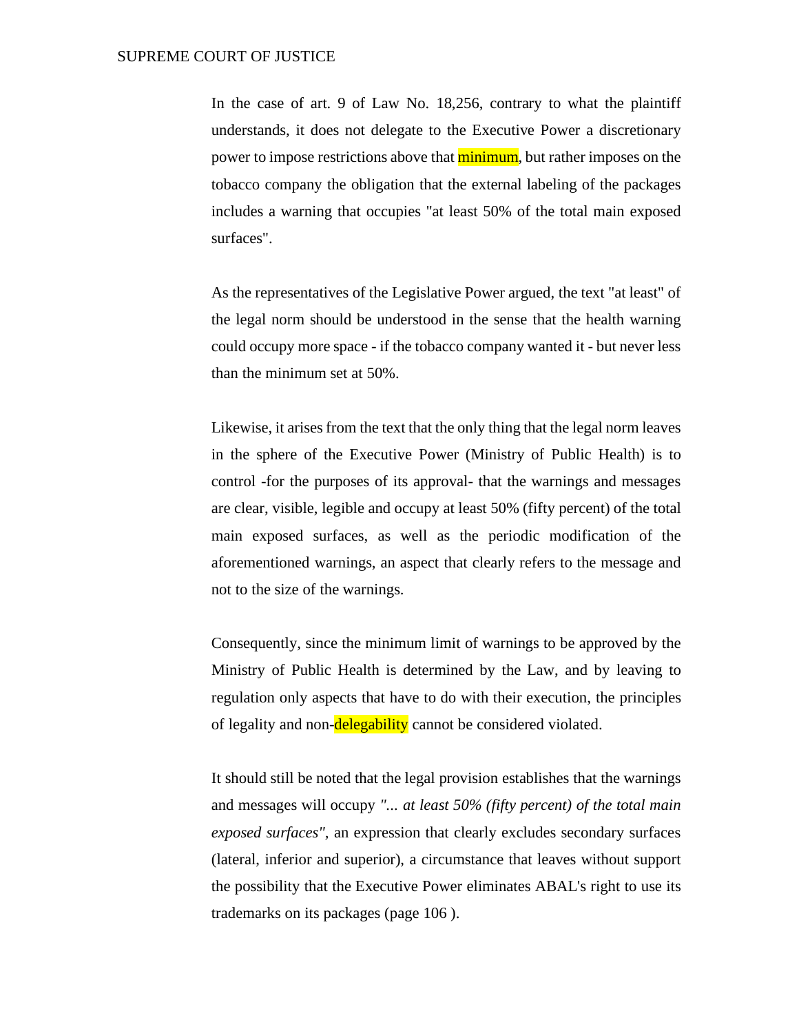In the case of art. 9 of Law No. 18,256, contrary to what the plaintiff understands, it does not delegate to the Executive Power a discretionary power to impose restrictions above that minimum, but rather imposes on the tobacco company the obligation that the external labeling of the packages includes a warning that occupies "at least 50% of the total main exposed surfaces".

As the representatives of the Legislative Power argued, the text "at least" of the legal norm should be understood in the sense that the health warning could occupy more space - if the tobacco company wanted it - but never less than the minimum set at 50%.

Likewise, it arises from the text that the only thing that the legal norm leaves in the sphere of the Executive Power (Ministry of Public Health) is to control -for the purposes of its approval- that the warnings and messages are clear, visible, legible and occupy at least 50% (fifty percent) of the total main exposed surfaces, as well as the periodic modification of the aforementioned warnings, an aspect that clearly refers to the message and not to the size of the warnings.

Consequently, since the minimum limit of warnings to be approved by the Ministry of Public Health is determined by the Law, and by leaving to regulation only aspects that have to do with their execution, the principles of legality and non-delegability cannot be considered violated.

It should still be noted that the legal provision establishes that the warnings and messages will occupy *"... at least 50% (fifty percent) of the total main exposed surfaces"*, an expression that clearly excludes secondary surfaces (lateral, inferior and superior), a circumstance that leaves without support the possibility that the Executive Power eliminates ABAL's right to use its trademarks on its packages (page 106 ).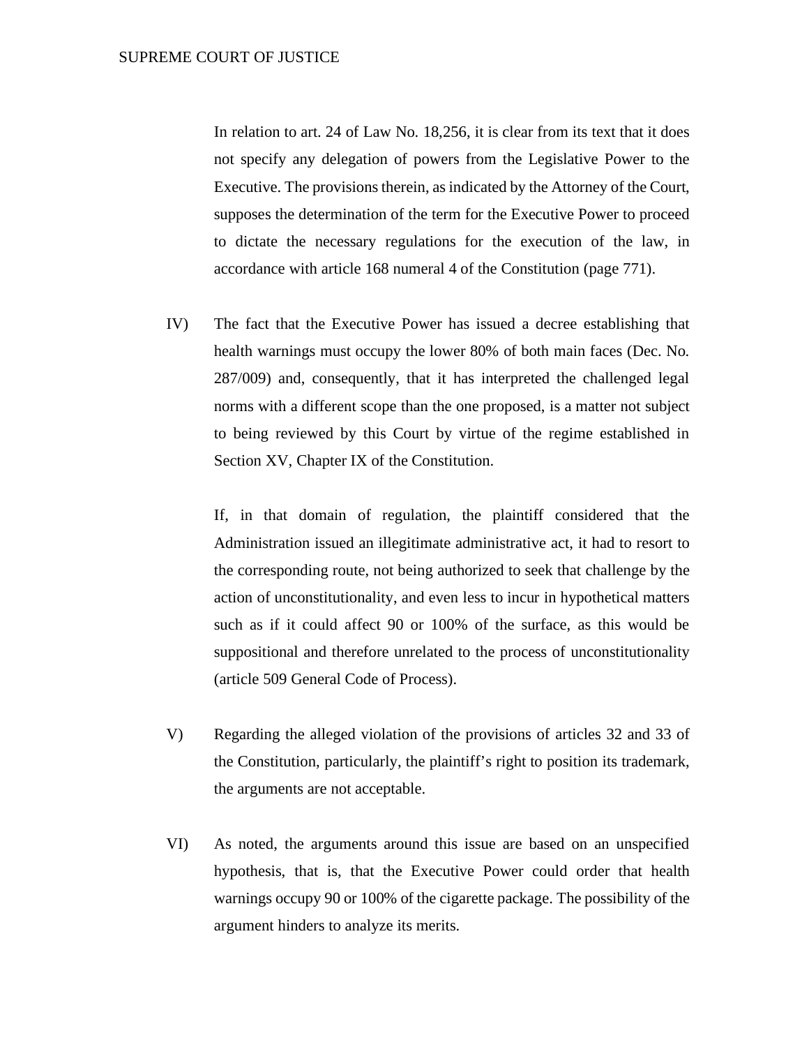In relation to art. 24 of Law No. 18,256, it is clear from its text that it does not specify any delegation of powers from the Legislative Power to the Executive. The provisions therein, as indicated by the Attorney of the Court, supposes the determination of the term for the Executive Power to proceed to dictate the necessary regulations for the execution of the law, in accordance with article 168 numeral 4 of the Constitution (page 771).

IV) The fact that the Executive Power has issued a decree establishing that health warnings must occupy the lower 80% of both main faces (Dec. No. 287/009) and, consequently, that it has interpreted the challenged legal norms with a different scope than the one proposed, is a matter not subject to being reviewed by this Court by virtue of the regime established in Section XV, Chapter IX of the Constitution.

If, in that domain of regulation, the plaintiff considered that the Administration issued an illegitimate administrative act, it had to resort to the corresponding route, not being authorized to seek that challenge by the action of unconstitutionality, and even less to incur in hypothetical matters such as if it could affect 90 or 100% of the surface, as this would be suppositional and therefore unrelated to the process of unconstitutionality (article 509 General Code of Process).

V) Regarding the alleged violation of the provisions of articles 32 and 33 of the Constitution, particularly, the plaintiff's right to position its trademark, the arguments are not acceptable.

VI) As noted, the arguments around this issue are based on an unspecified hypothesis, that is, that the Executive Power could order that health warnings occupy 90 or 100% of the cigarette package. The possibility of the argument hinders to analyze its merits.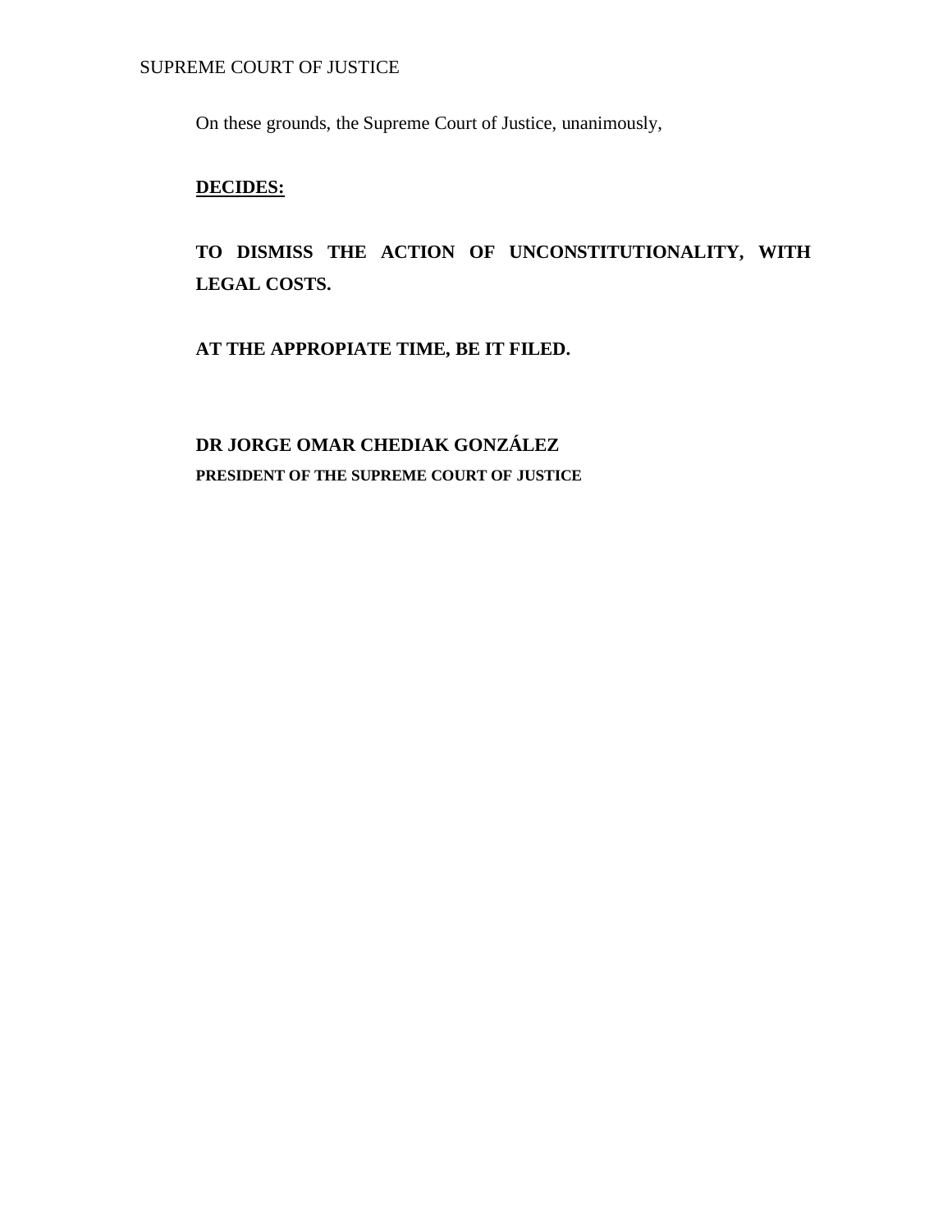On these grounds, the Supreme Court of Justice, unanimously,

**DECIDES:**

**TO DISMISS THE ACTION OF UNCONSTITUTIONALITY, WITH LEGAL COSTS.**

**AT THE APPROPIATE TIME, BE IT FILED.**

**DR JORGE OMAR CHEDIAK GONZÁLEZ**
**PRESIDENT OF THE SUPREME COURT OF JUSTICE**